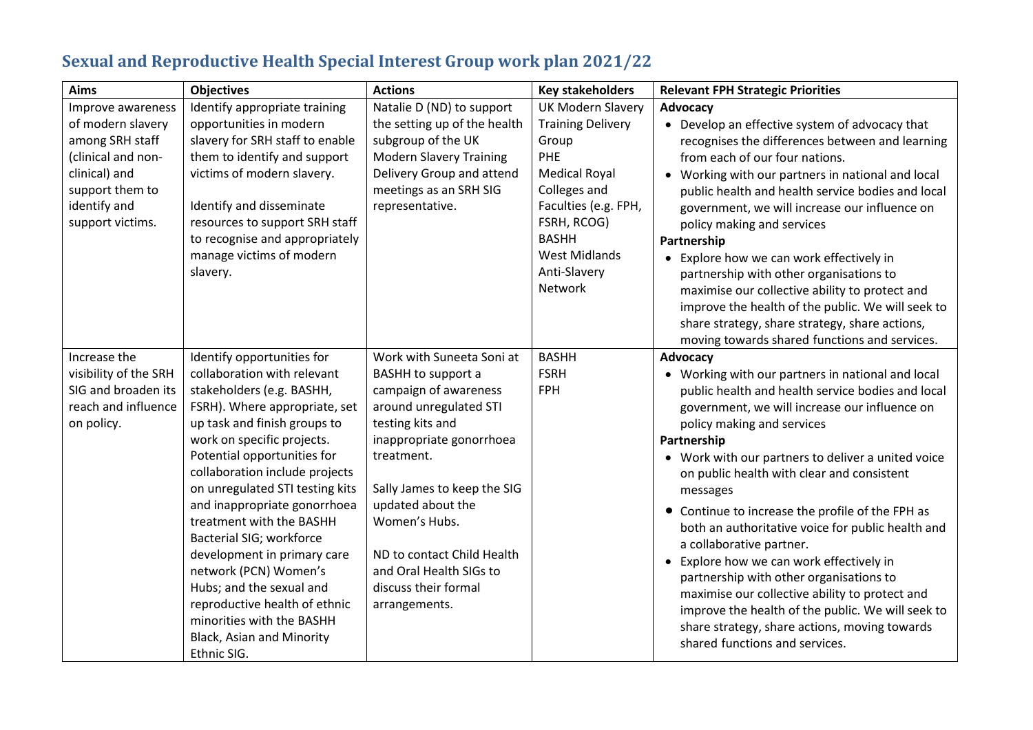# Sexual and Reproductive Health Special Interest Group work plan 2021/22

| Aims | Objectives | Actions | Key stakeholders | Relevant FPH Strategic Priorities |
|---|---|---|---|---|
| Improve awareness of modern slavery among SRH staff (clinical and non-clinical) and support them to identify and support victims. | Identify appropriate training opportunities in modern slavery for SRH staff to enable them to identify and support victims of modern slavery.<br><br>Identify and disseminate resources to support SRH staff to recognise and appropriately manage victims of modern slavery. | Natalie D (ND) to support the setting up of the health subgroup of the UK Modern Slavery Training Delivery Group and attend meetings as an SRH SIG representative. | UK Modern Slavery Training Delivery Group<br>PHE<br>Medical Royal Colleges and Faculties (e.g. FPH, FSRH, RCOG)<br>BASHH<br>West Midlands Anti-Slavery Network | **Advocacy**<br>• Develop an effective system of advocacy that recognises the differences between and learning from each of our four nations.<br>• Working with our partners in national and local public health and health service bodies and local government, we will increase our influence on policy making and services<br>**Partnership**<br>• Explore how we can work effectively in partnership with other organisations to maximise our collective ability to protect and improve the health of the public. We will seek to share strategy, share strategy, share actions, moving towards shared functions and services. |
| Increase the visibility of the SRH SIG and broaden its reach and influence on policy. | Identify opportunities for collaboration with relevant stakeholders (e.g. BASHH, FSRH). Where appropriate, set up task and finish groups to work on specific projects. Potential opportunities for collaboration include projects on unregulated STI testing kits and inappropriate gonorrhoea treatment with the BASHH Bacterial SIG; workforce development in primary care network (PCN) Women's Hubs; and the sexual and reproductive health of ethnic minorities with the BASHH Black, Asian and Minority Ethnic SIG. | Work with Suneeta Soni at BASHH to support a campaign of awareness around unregulated STI testing kits and inappropriate gonorrhoea treatment.<br><br>Sally James to keep the SIG updated about the Women's Hubs.<br><br>ND to contact Child Health and Oral Health SIGs to discuss their formal arrangements. | BASHH<br>FSRH<br>FPH | **Advocacy**<br>• Working with our partners in national and local public health and health service bodies and local government, we will increase our influence on policy making and services<br>**Partnership**<br>• Work with our partners to deliver a united voice on public health with clear and consistent messages<br>• Continue to increase the profile of the FPH as both an authoritative voice for public health and a collaborative partner.<br>• Explore how we can work effectively in partnership with other organisations to maximise our collective ability to protect and improve the health of the public. We will seek to share strategy, share actions, moving towards shared functions and services. |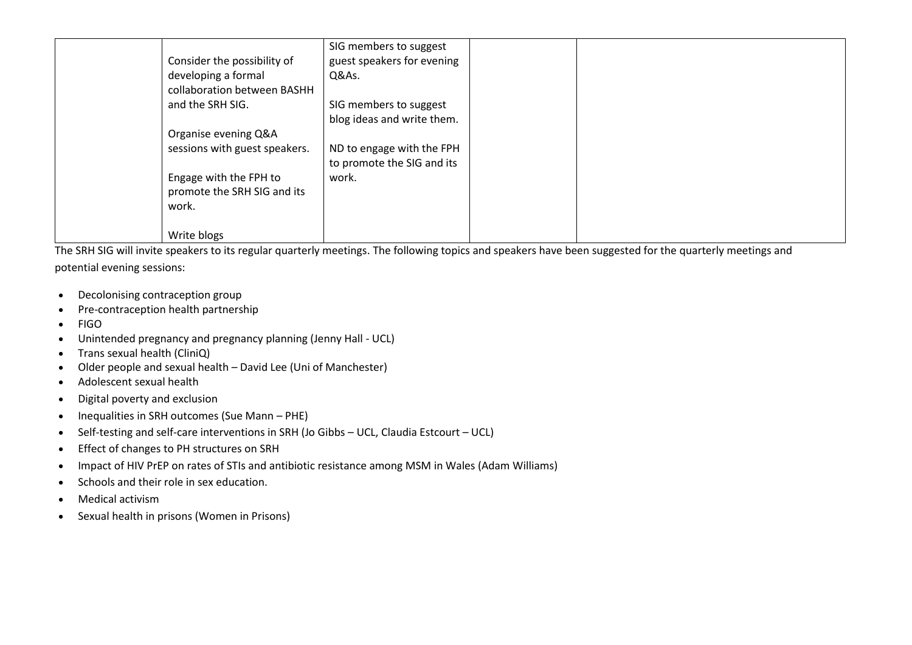| | | | | |
|---|---|---|---|---|
| | Consider the possibility of developing a formal collaboration between BASHH and the SRH SIG.<br><br>Organise evening Q&A sessions with guest speakers.<br><br>Engage with the FPH to promote the SRH SIG and its work.<br><br>Write blogs | SIG members to suggest guest speakers for evening Q&As.<br><br>SIG members to suggest blog ideas and write them.<br><br>ND to engage with the FPH to promote the SIG and its work. | | |

The SRH SIG will invite speakers to its regular quarterly meetings. The following topics and speakers have been suggested for the quarterly meetings and potential evening sessions:

- Decolonising contraception group
- Pre-contraception health partnership
- FIGO
- Unintended pregnancy and pregnancy planning (Jenny Hall - UCL)
- Trans sexual health (CliniQ)
- Older people and sexual health – David Lee (Uni of Manchester)
- Adolescent sexual health
- Digital poverty and exclusion
- Inequalities in SRH outcomes (Sue Mann – PHE)
- Self-testing and self-care interventions in SRH (Jo Gibbs – UCL, Claudia Estcourt – UCL)
- Effect of changes to PH structures on SRH
- Impact of HIV PrEP on rates of STIs and antibiotic resistance among MSM in Wales (Adam Williams)
- Schools and their role in sex education.
- Medical activism
- Sexual health in prisons (Women in Prisons)